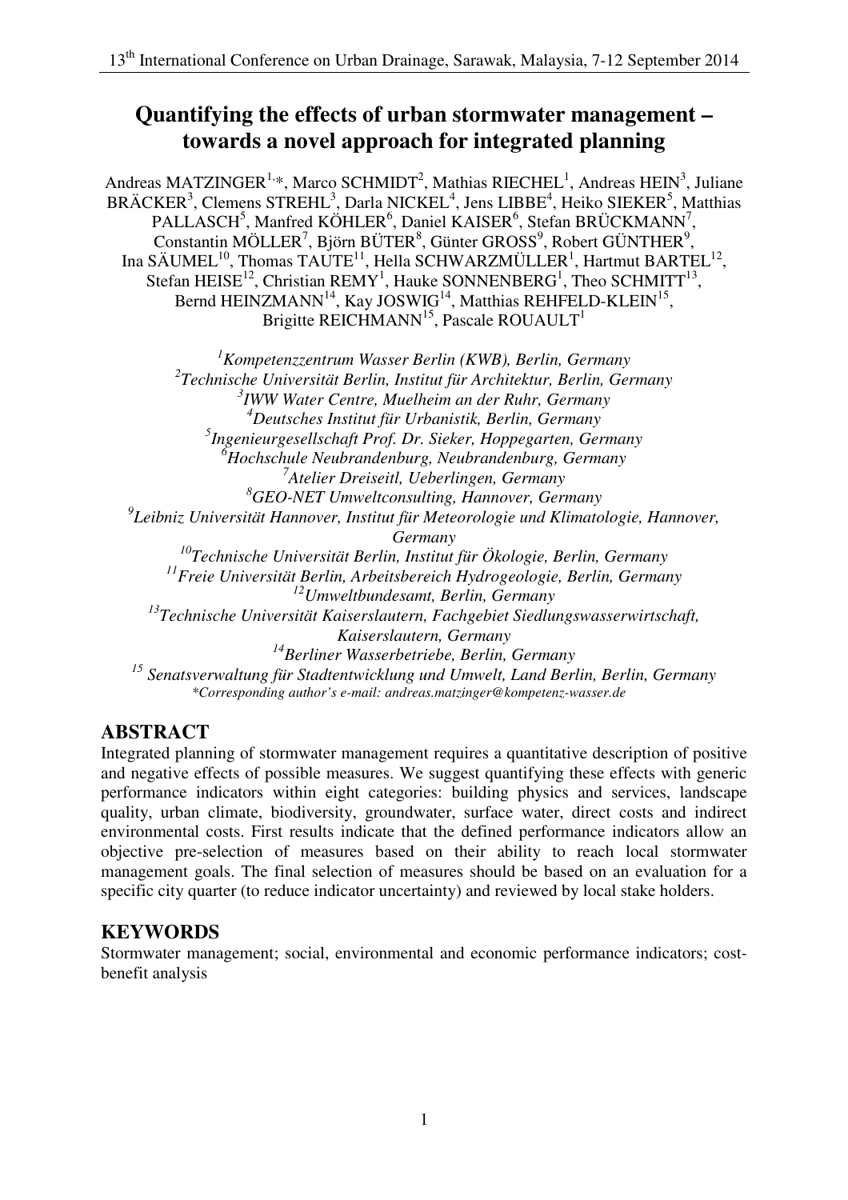# Quantifying the effects of urban stormwater management – towards a novel approach for integrated planning

Andreas MATZINGER[1,*], Marco SCHMIDT[2], Mathias RIECHEL[1], Andreas HEIN[3], Juliane BRÄCKER[3], Clemens STREHL[3], Darla NICKEL[4], Jens LIBBE[4], Heiko SIEKER[5], Matthias PALLASCH[5], Manfred KÖHLER[6], Daniel KAISER[6], Stefan BRÜCKMANN[7], Constantin MÖLLER[7], Björn BÜTER[8], Günter GROSS[9], Robert GÜNTHER[9], Ina SÄUMEL[10], Thomas TAUTE[11], Hella SCHWARZMÜLLER[1], Hartmut BARTEL[12], Stefan HEISE[12], Christian REMY[1], Hauke SONNENBERG[1], Theo SCHMITT[13], Bernd HEINZMANN[14], Kay JOSWIG[14], Matthias REHFELD-KLEIN[15], Brigitte REICHMANN[15], Pascale ROUAULT[1]

[1]*Kompetenzzentrum Wasser Berlin (KWB), Berlin, Germany*
[2]*Technische Universität Berlin, Institut für Architektur, Berlin, Germany*
[3]*IWW Water Centre, Muelheim an der Ruhr, Germany*
[4]*Deutsches Institut für Urbanistik, Berlin, Germany*
[5]*Ingenieurgesellschaft Prof. Dr. Sieker, Hoppegarten, Germany*
[6]*Hochschule Neubrandenburg, Neubrandenburg, Germany*
[7]*Atelier Dreiseitl, Ueberlingen, Germany*
[8]*GEO-NET Umweltconsulting, Hannover, Germany*
[9]*Leibniz Universität Hannover, Institut für Meteorologie und Klimatologie, Hannover, Germany*
[10]*Technische Universität Berlin, Institut für Ökologie, Berlin, Germany*
[11]*Freie Universität Berlin, Arbeitsbereich Hydrogeologie, Berlin, Germany*
[12]*Umweltbundesamt, Berlin, Germany*
[13]*Technische Universität Kaiserslautern, Fachgebiet Siedlungswasserwirtschaft, Kaiserslautern, Germany*
[14]*Berliner Wasserbetriebe, Berlin, Germany*
[15]*Senatsverwaltung für Stadtentwicklung und Umwelt, Land Berlin, Berlin, Germany*

*\*Corresponding author's e-mail: andreas.matzinger@kompetenz-wasser.de*

## ABSTRACT

Integrated planning of stormwater management requires a quantitative description of positive and negative effects of possible measures. We suggest quantifying these effects with generic performance indicators within eight categories: building physics and services, landscape quality, urban climate, biodiversity, groundwater, surface water, direct costs and indirect environmental costs. First results indicate that the defined performance indicators allow an objective pre-selection of measures based on their ability to reach local stormwater management goals. The final selection of measures should be based on an evaluation for a specific city quarter (to reduce indicator uncertainty) and reviewed by local stake holders.

## KEYWORDS

Stormwater management; social, environmental and economic performance indicators; cost-benefit analysis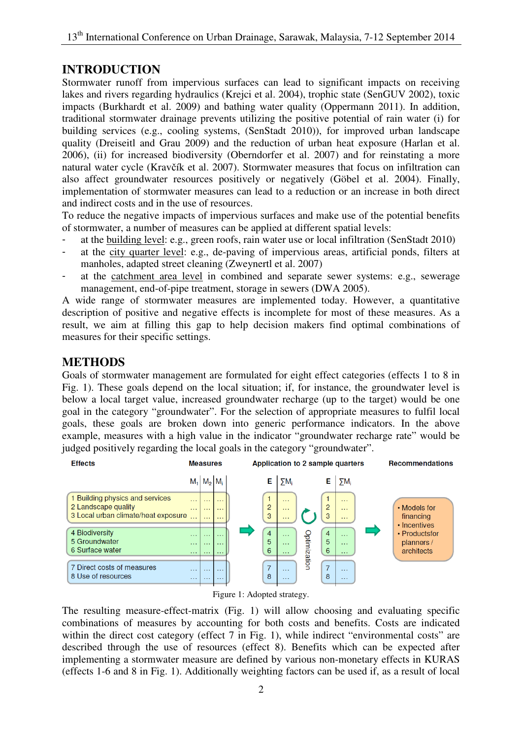# INTRODUCTION

Stormwater runoff from impervious surfaces can lead to significant impacts on receiving lakes and rivers regarding hydraulics (Krejci et al. 2004), trophic state (SenGUV 2002), toxic impacts (Burkhardt et al. 2009) and bathing water quality (Oppermann 2011). In addition, traditional stormwater drainage prevents utilizing the positive potential of rain water (i) for building services (e.g., cooling systems, (SenStadt 2010)), for improved urban landscape quality (Dreiseitl and Grau 2009) and the reduction of urban heat exposure (Harlan et al. 2006), (ii) for increased biodiversity (Oberndorfer et al. 2007) and for reinstating a more natural water cycle (Kravčík et al. 2007). Stormwater measures that focus on infiltration can also affect groundwater resources positively or negatively (Göbel et al. 2004). Finally, implementation of stormwater measures can lead to a reduction or an increase in both direct and indirect costs and in the use of resources.

To reduce the negative impacts of impervious surfaces and make use of the potential benefits of stormwater, a number of measures can be applied at different spatial levels:

- at the building level: e.g., green roofs, rain water use or local infiltration (SenStadt 2010)
- at the city quarter level: e.g., de-paving of impervious areas, artificial ponds, filters at manholes, adapted street cleaning (Zweynertl et al. 2007)
- at the catchment area level in combined and separate sewer systems: e.g., sewerage management, end-of-pipe treatment, storage in sewers (DWA 2005).

A wide range of stormwater measures are implemented today. However, a quantitative description of positive and negative effects is incomplete for most of these measures. As a result, we aim at filling this gap to help decision makers find optimal combinations of measures for their specific settings.

# METHODS

Goals of stormwater management are formulated for eight effect categories (effects 1 to 8 in Fig. 1). These goals depend on the local situation; if, for instance, the groundwater level is below a local target value, increased groundwater recharge (up to the target) would be one goal in the category "groundwater". For the selection of appropriate measures to fulfil local goals, these goals are broken down into generic performance indicators. In the above example, measures with a high value in the indicator "groundwater recharge rate" would be judged positively regarding the local goals in the category "groundwater".

| Effects | $M_1$ | $M_2$ | $M_i$ |
|---|---|---|---|
| 1 Building physics and services | … | … | … |
| 2 Landscape quality | … | … | … |
| 3 Local urban climate/heat exposure | … | … | … |
| 4 Biodiversity | … | … | … |
| 5 Groundwater | … | … | … |
| 6 Surface water | … | … | … |
| 7 Direct costs of measures | … | … | … |
| 8 Use of resources | … | … | … |

Application to 2 sample quarters (with Optimization):

| E | $\sum M_i$ | E | $\sum M_i$ |
|---|---|---|---|
| 1 | … | 1 | … |
| 2 | … | 2 | … |
| 3 | … | 3 | … |
| 4 | … | 4 | … |
| 5 | … | 5 | … |
| 6 | … | 6 | … |
| 7 | … | 7 | … |
| 8 | … | 8 | … |

Recommendations:
- Models for financing
- Incentives
- Productsfor planners / architects

Figure 1: Adopted strategy.

The resulting measure-effect-matrix (Fig. 1) will allow choosing and evaluating specific combinations of measures by accounting for both costs and benefits. Costs are indicated within the direct cost category (effect 7 in Fig. 1), while indirect "environmental costs" are described through the use of resources (effect 8). Benefits which can be expected after implementing a stormwater measure are defined by various non-monetary effects in KURAS (effects 1-6 and 8 in Fig. 1). Additionally weighting factors can be used if, as a result of local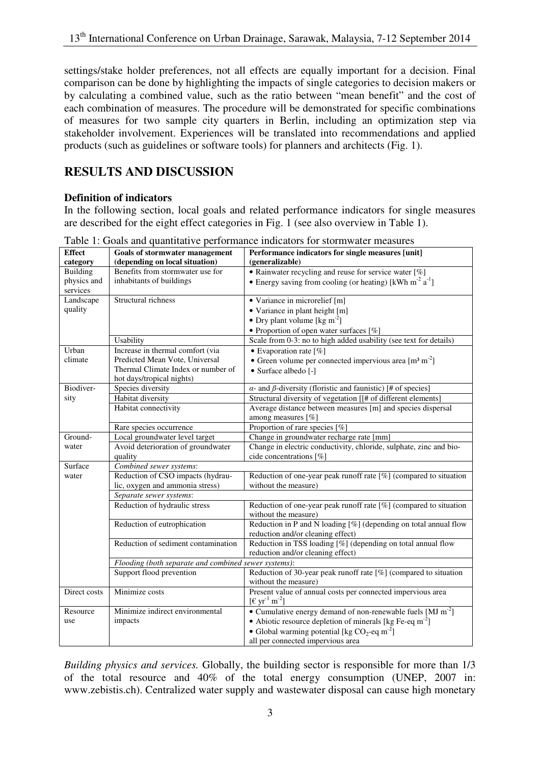settings/stake holder preferences, not all effects are equally important for a decision. Final comparison can be done by highlighting the impacts of single categories to decision makers or by calculating a combined value, such as the ratio between "mean benefit" and the cost of each combination of measures. The procedure will be demonstrated for specific combinations of measures for two sample city quarters in Berlin, including an optimization step via stakeholder involvement. Experiences will be translated into recommendations and applied products (such as guidelines or software tools) for planners and architects (Fig. 1).

## RESULTS AND DISCUSSION

### Definition of indicators

In the following section, local goals and related performance indicators for single measures are described for the eight effect categories in Fig. 1 (see also overview in Table 1).

Table 1: Goals and quantitative performance indicators for stormwater measures

| Effect category | Goals of stormwater management (depending on local situation) | Performance indicators for single measures [unit] (generalizable) |
|---|---|---|
| Building physics and services | Benefits from stormwater use for inhabitants of buildings | • Rainwater recycling and reuse for service water [%]<br>• Energy saving from cooling (or heating) [kWh $m^{-2}$ $a^{-1}$] |
| Landscape quality | Structural richness | • Variance in microrelief [m]<br>• Variance in plant height [m]<br>• Dry plant volume [kg $m^{-2}$]<br>• Proportion of open water surfaces [%] |
| | Usability | Scale from 0-3: no to high added usability (see text for details) |
| Urban climate | Increase in thermal comfort (via Predicted Mean Vote, Universal Thermal Climate Index or number of hot days/tropical nights) | • Evaporation rate [%]<br>• Green volume per connected impervious area [$m^3$ $m^{-2}$]<br>• Surface albedo [-] |
| Biodiver-sity | Species diversity | $\alpha$- and $\beta$-diversity (floristic and faunistic) [# of species] |
| | Habitat diversity | Structural diversity of vegetation [[# of different elements] |
| | Habitat connectivity | Average distance between measures [m] and species dispersal among measures [%] |
| | Rare species occurrence | Proportion of rare species [%] |
| Ground-water | Local groundwater level target | Change in groundwater recharge rate [mm] |
| | Avoid deterioration of groundwater quality | Change in electric conductivity, chloride, sulphate, zinc and bio-cide concentrations [%] |
| Surface water | *Combined sewer systems*: | |
| | Reduction of CSO impacts (hydrau-lic, oxygen and ammonia stress) | Reduction of one-year peak runoff rate [%] (compared to situation without the measure) |
| | *Separate sewer systems*: | |
| | Reduction of hydraulic stress | Reduction of one-year peak runoff rate [%] (compared to situation without the measure) |
| | Reduction of eutrophication | Reduction in P and N loading [%] (depending on total annual flow reduction and/or cleaning effect) |
| | Reduction of sediment contamination | Reduction in TSS loading [%] (depending on total annual flow reduction and/or cleaning effect) |
| | *Flooding (both separate and combined sewer systems)*: | |
| | Support flood prevention | Reduction of 30-year peak runoff rate [%] (compared to situation without the measure) |
| Direct costs | Minimize costs | Present value of annual costs per connected impervious area [€ $yr^{-1}$ $m^{-2}$] |
| Resource use | Minimize indirect environmental impacts | • Cumulative energy demand of non-renewable fuels [MJ $m^{-2}$]<br>• Abiotic resource depletion of minerals [kg Fe-eq $m^{-2}$]<br>• Global warming potential [kg $CO_2$-eq $m^{-2}$]<br>all per connected impervious area |

*Building physics and services.* Globally, the building sector is responsible for more than 1/3 of the total resource and 40% of the total energy consumption (UNEP, 2007 in: www.zebistis.ch). Centralized water supply and wastewater disposal can cause high monetary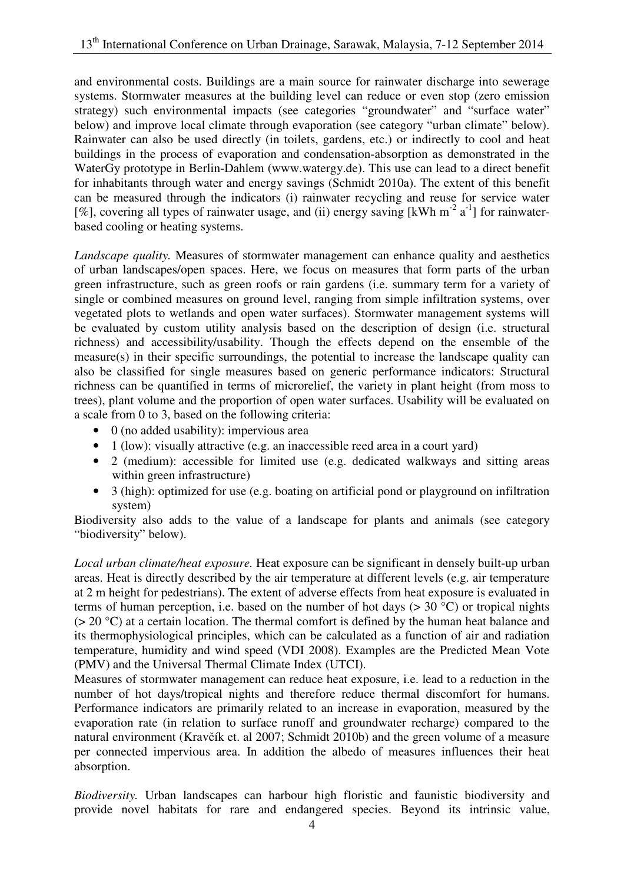and environmental costs. Buildings are a main source for rainwater discharge into sewerage systems. Stormwater measures at the building level can reduce or even stop (zero emission strategy) such environmental impacts (see categories "groundwater" and "surface water" below) and improve local climate through evaporation (see category "urban climate" below). Rainwater can also be used directly (in toilets, gardens, etc.) or indirectly to cool and heat buildings in the process of evaporation and condensation-absorption as demonstrated in the WaterGy prototype in Berlin-Dahlem (www.watergy.de). This use can lead to a direct benefit for inhabitants through water and energy savings (Schmidt 2010a). The extent of this benefit can be measured through the indicators (i) rainwater recycling and reuse for service water [%], covering all types of rainwater usage, and (ii) energy saving [kWh $m^{-2}$ $a^{-1}$] for rainwater-based cooling or heating systems.

*Landscape quality.* Measures of stormwater management can enhance quality and aesthetics of urban landscapes/open spaces. Here, we focus on measures that form parts of the urban green infrastructure, such as green roofs or rain gardens (i.e. summary term for a variety of single or combined measures on ground level, ranging from simple infiltration systems, over vegetated plots to wetlands and open water surfaces). Stormwater management systems will be evaluated by custom utility analysis based on the description of design (i.e. structural richness) and accessibility/usability. Though the effects depend on the ensemble of the measure(s) in their specific surroundings, the potential to increase the landscape quality can also be classified for single measures based on generic performance indicators: Structural richness can be quantified in terms of microrelief, the variety in plant height (from moss to trees), plant volume and the proportion of open water surfaces. Usability will be evaluated on a scale from 0 to 3, based on the following criteria:

- 0 (no added usability): impervious area
- 1 (low): visually attractive (e.g. an inaccessible reed area in a court yard)
- 2 (medium): accessible for limited use (e.g. dedicated walkways and sitting areas within green infrastructure)
- 3 (high): optimized for use (e.g. boating on artificial pond or playground on infiltration system)

Biodiversity also adds to the value of a landscape for plants and animals (see category "biodiversity" below).

*Local urban climate/heat exposure.* Heat exposure can be significant in densely built-up urban areas. Heat is directly described by the air temperature at different levels (e.g. air temperature at 2 m height for pedestrians). The extent of adverse effects from heat exposure is evaluated in terms of human perception, i.e. based on the number of hot days (> 30 °C) or tropical nights (> 20 °C) at a certain location. The thermal comfort is defined by the human heat balance and its thermophysiological principles, which can be calculated as a function of air and radiation temperature, humidity and wind speed (VDI 2008). Examples are the Predicted Mean Vote (PMV) and the Universal Thermal Climate Index (UTCI).

Measures of stormwater management can reduce heat exposure, i.e. lead to a reduction in the number of hot days/tropical nights and therefore reduce thermal discomfort for humans. Performance indicators are primarily related to an increase in evaporation, measured by the evaporation rate (in relation to surface runoff and groundwater recharge) compared to the natural environment (Kravčík et. al 2007; Schmidt 2010b) and the green volume of a measure per connected impervious area. In addition the albedo of measures influences their heat absorption.

*Biodiversity.* Urban landscapes can harbour high floristic and faunistic biodiversity and provide novel habitats for rare and endangered species. Beyond its intrinsic value,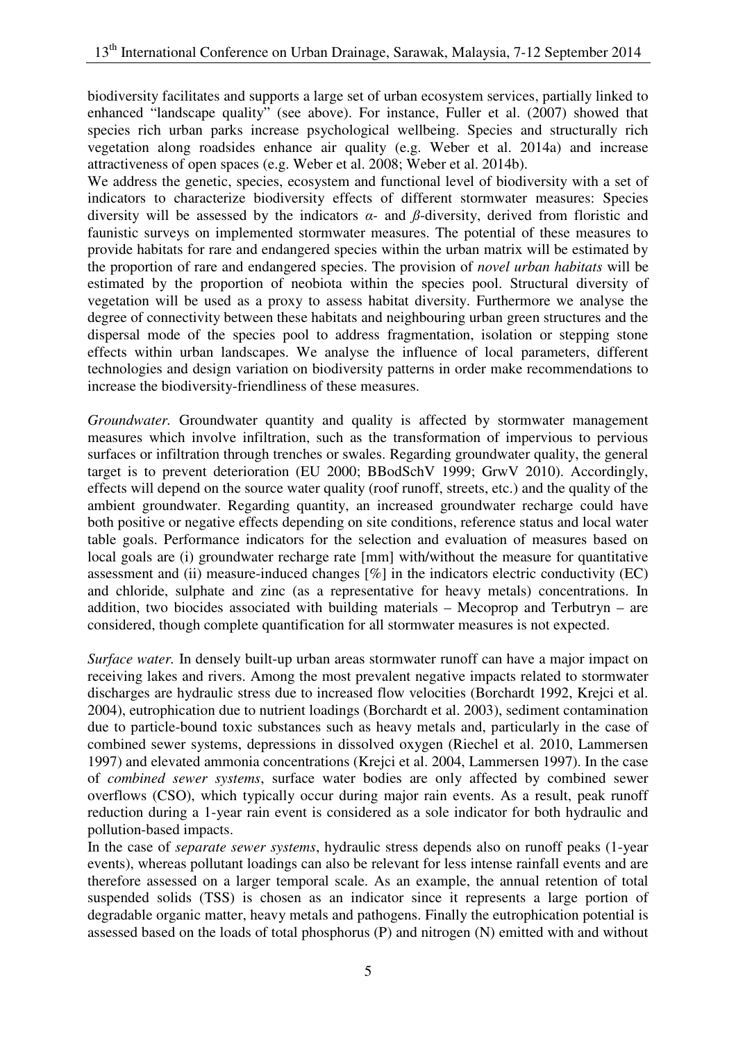biodiversity facilitates and supports a large set of urban ecosystem services, partially linked to enhanced "landscape quality" (see above). For instance, Fuller et al. (2007) showed that species rich urban parks increase psychological wellbeing. Species and structurally rich vegetation along roadsides enhance air quality (e.g. Weber et al. 2014a) and increase attractiveness of open spaces (e.g. Weber et al. 2008; Weber et al. 2014b).

We address the genetic, species, ecosystem and functional level of biodiversity with a set of indicators to characterize biodiversity effects of different stormwater measures: Species diversity will be assessed by the indicators $\alpha$- and $\beta$-diversity, derived from floristic and faunistic surveys on implemented stormwater measures. The potential of these measures to provide habitats for rare and endangered species within the urban matrix will be estimated by the proportion of rare and endangered species. The provision of *novel urban habitats* will be estimated by the proportion of neobiota within the species pool. Structural diversity of vegetation will be used as a proxy to assess habitat diversity. Furthermore we analyse the degree of connectivity between these habitats and neighbouring urban green structures and the dispersal mode of the species pool to address fragmentation, isolation or stepping stone effects within urban landscapes. We analyse the influence of local parameters, different technologies and design variation on biodiversity patterns in order make recommendations to increase the biodiversity-friendliness of these measures.

*Groundwater.* Groundwater quantity and quality is affected by stormwater management measures which involve infiltration, such as the transformation of impervious to pervious surfaces or infiltration through trenches or swales. Regarding groundwater quality, the general target is to prevent deterioration (EU 2000; BBodSchV 1999; GrwV 2010). Accordingly, effects will depend on the source water quality (roof runoff, streets, etc.) and the quality of the ambient groundwater. Regarding quantity, an increased groundwater recharge could have both positive or negative effects depending on site conditions, reference status and local water table goals. Performance indicators for the selection and evaluation of measures based on local goals are (i) groundwater recharge rate [mm] with/without the measure for quantitative assessment and (ii) measure-induced changes [%] in the indicators electric conductivity (EC) and chloride, sulphate and zinc (as a representative for heavy metals) concentrations. In addition, two biocides associated with building materials – Mecoprop and Terbutryn – are considered, though complete quantification for all stormwater measures is not expected.

*Surface water.* In densely built-up urban areas stormwater runoff can have a major impact on receiving lakes and rivers. Among the most prevalent negative impacts related to stormwater discharges are hydraulic stress due to increased flow velocities (Borchardt 1992, Krejci et al. 2004), eutrophication due to nutrient loadings (Borchardt et al. 2003), sediment contamination due to particle-bound toxic substances such as heavy metals and, particularly in the case of combined sewer systems, depressions in dissolved oxygen (Riechel et al. 2010, Lammersen 1997) and elevated ammonia concentrations (Krejci et al. 2004, Lammersen 1997). In the case of *combined sewer systems*, surface water bodies are only affected by combined sewer overflows (CSO), which typically occur during major rain events. As a result, peak runoff reduction during a 1-year rain event is considered as a sole indicator for both hydraulic and pollution-based impacts.

In the case of *separate sewer systems*, hydraulic stress depends also on runoff peaks (1-year events), whereas pollutant loadings can also be relevant for less intense rainfall events and are therefore assessed on a larger temporal scale. As an example, the annual retention of total suspended solids (TSS) is chosen as an indicator since it represents a large portion of degradable organic matter, heavy metals and pathogens. Finally the eutrophication potential is assessed based on the loads of total phosphorus (P) and nitrogen (N) emitted with and without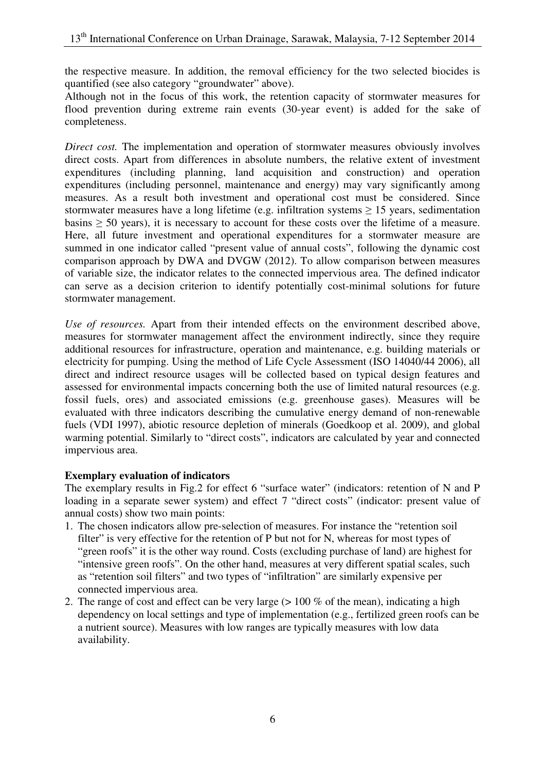the respective measure. In addition, the removal efficiency for the two selected biocides is quantified (see also category "groundwater" above).

Although not in the focus of this work, the retention capacity of stormwater measures for flood prevention during extreme rain events (30-year event) is added for the sake of completeness.

*Direct cost.* The implementation and operation of stormwater measures obviously involves direct costs. Apart from differences in absolute numbers, the relative extent of investment expenditures (including planning, land acquisition and construction) and operation expenditures (including personnel, maintenance and energy) may vary significantly among measures. As a result both investment and operational cost must be considered. Since stormwater measures have a long lifetime (e.g. infiltration systems ≥ 15 years, sedimentation basins ≥ 50 years), it is necessary to account for these costs over the lifetime of a measure. Here, all future investment and operational expenditures for a stormwater measure are summed in one indicator called "present value of annual costs", following the dynamic cost comparison approach by DWA and DVGW (2012). To allow comparison between measures of variable size, the indicator relates to the connected impervious area. The defined indicator can serve as a decision criterion to identify potentially cost-minimal solutions for future stormwater management.

*Use of resources.* Apart from their intended effects on the environment described above, measures for stormwater management affect the environment indirectly, since they require additional resources for infrastructure, operation and maintenance, e.g. building materials or electricity for pumping. Using the method of Life Cycle Assessment (ISO 14040/44 2006), all direct and indirect resource usages will be collected based on typical design features and assessed for environmental impacts concerning both the use of limited natural resources (e.g. fossil fuels, ores) and associated emissions (e.g. greenhouse gases). Measures will be evaluated with three indicators describing the cumulative energy demand of non-renewable fuels (VDI 1997), abiotic resource depletion of minerals (Goedkoop et al. 2009), and global warming potential. Similarly to "direct costs", indicators are calculated by year and connected impervious area.

**Exemplary evaluation of indicators**

The exemplary results in Fig.2 for effect 6 "surface water" (indicators: retention of N and P loading in a separate sewer system) and effect 7 "direct costs" (indicator: present value of annual costs) show two main points:

1. The chosen indicators allow pre-selection of measures. For instance the "retention soil filter" is very effective for the retention of P but not for N, whereas for most types of "green roofs" it is the other way round. Costs (excluding purchase of land) are highest for "intensive green roofs". On the other hand, measures at very different spatial scales, such as "retention soil filters" and two types of "infiltration" are similarly expensive per connected impervious area.
2. The range of cost and effect can be very large (> 100 % of the mean), indicating a high dependency on local settings and type of implementation (e.g., fertilized green roofs can be a nutrient source). Measures with low ranges are typically measures with low data availability.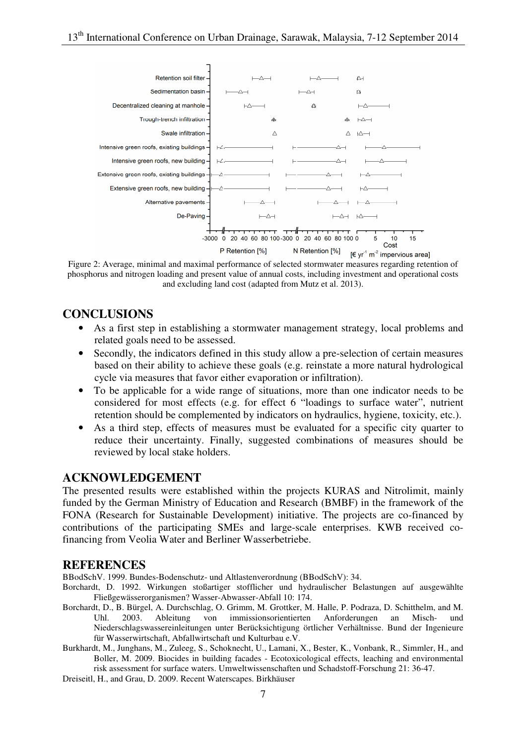Figure 2: Average, minimal and maximal performance of selected stormwater measures regarding retention of phosphorus and nitrogen loading and present value of annual costs, including investment and operational costs and excluding land cost (adapted from Mutz et al. 2013).

## CONCLUSIONS

- As a first step in establishing a stormwater management strategy, local problems and related goals need to be assessed.
- Secondly, the indicators defined in this study allow a pre-selection of certain measures based on their ability to achieve these goals (e.g. reinstate a more natural hydrological cycle via measures that favor either evaporation or infiltration).
- To be applicable for a wide range of situations, more than one indicator needs to be considered for most effects (e.g. for effect 6 "loadings to surface water", nutrient retention should be complemented by indicators on hydraulics, hygiene, toxicity, etc.).
- As a third step, effects of measures must be evaluated for a specific city quarter to reduce their uncertainty. Finally, suggested combinations of measures should be reviewed by local stake holders.

## ACKNOWLEDGEMENT

The presented results were established within the projects KURAS and Nitrolimit, mainly funded by the German Ministry of Education and Research (BMBF) in the framework of the FONA (Research for Sustainable Development) initiative. The projects are co-financed by contributions of the participating SMEs and large-scale enterprises. KWB received co-financing from Veolia Water and Berliner Wasserbetriebe.

## REFERENCES

BBodSchV. 1999. Bundes-Bodenschutz- und Altlastenverordnung (BBodSchV): 34.

Borchardt, D. 1992. Wirkungen stoßartiger stofflicher und hydraulischer Belastungen auf ausgewählte Fließgewässerorganismen? Wasser-Abwasser-Abfall 10: 174.

Borchardt, D., B. Bürgel, A. Durchschlag, O. Grimm, M. Grottker, M. Halle, P. Podraza, D. Schitthelm, and M. Uhl. 2003. Ableitung von immissionsorientierten Anforderungen an Misch- und Niederschlagswassereinleitungen unter Berücksichtigung örtlicher Verhältnisse. Bund der Ingenieure für Wasserwirtschaft, Abfallwirtschaft und Kulturbau e.V.

Burkhardt, M., Junghans, M., Zuleeg, S., Schoknecht, U., Lamani, X., Bester, K., Vonbank, R., Simmler, H., and Boller, M. 2009. Biocides in building facades - Ecotoxicological effects, leaching and environmental risk assessment for surface waters. Umweltwissenschaften und Schadstoff-Forschung 21: 36-47.

Dreiseitl, H., and Grau, D. 2009. Recent Waterscapes. Birkhäuser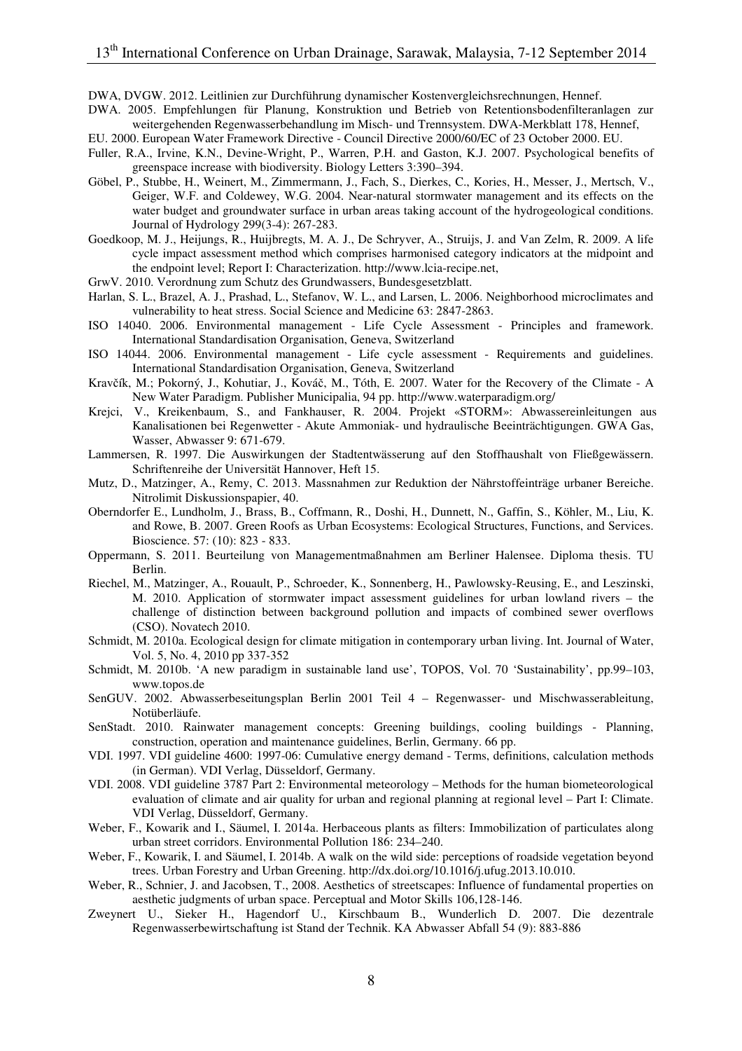DWA, DVGW. 2012. Leitlinien zur Durchführung dynamischer Kostenvergleichsrechnungen, Hennef.

DWA. 2005. Empfehlungen für Planung, Konstruktion und Betrieb von Retentionsbodenfilteranlagen zur weitergehenden Regenwasserbehandlung im Misch- und Trennsystem. DWA-Merkblatt 178, Hennef,

EU. 2000. European Water Framework Directive - Council Directive 2000/60/EC of 23 October 2000. EU.

Fuller, R.A., Irvine, K.N., Devine-Wright, P., Warren, P.H. and Gaston, K.J. 2007. Psychological benefits of greenspace increase with biodiversity. Biology Letters 3:390–394.

Göbel, P., Stubbe, H., Weinert, M., Zimmermann, J., Fach, S., Dierkes, C., Kories, H., Messer, J., Mertsch, V., Geiger, W.F. and Coldewey, W.G. 2004. Near-natural stormwater management and its effects on the water budget and groundwater surface in urban areas taking account of the hydrogeological conditions. Journal of Hydrology 299(3-4): 267-283.

Goedkoop, M. J., Heijungs, R., Huijbregts, M. A. J., De Schryver, A., Struijs, J. and Van Zelm, R. 2009. A life cycle impact assessment method which comprises harmonised category indicators at the midpoint and the endpoint level; Report I: Characterization. http://www.lcia-recipe.net,

GrwV. 2010. Verordnung zum Schutz des Grundwassers, Bundesgesetzblatt.

Harlan, S. L., Brazel, A. J., Prashad, L., Stefanov, W. L., and Larsen, L. 2006. Neighborhood microclimates and vulnerability to heat stress. Social Science and Medicine 63: 2847-2863.

ISO 14040. 2006. Environmental management - Life Cycle Assessment - Principles and framework. International Standardisation Organisation, Geneva, Switzerland

ISO 14044. 2006. Environmental management - Life cycle assessment - Requirements and guidelines. International Standardisation Organisation, Geneva, Switzerland

Kravčík, M.; Pokorný, J., Kohutiar, J., Kováč, M., Tóth, E. 2007. Water for the Recovery of the Climate - A New Water Paradigm. Publisher Municipalia, 94 pp. http://www.waterparadigm.org/

Krejci, V., Kreikenbaum, S., and Fankhauser, R. 2004. Projekt «STORM»: Abwassereinleitungen aus Kanalisationen bei Regenwetter - Akute Ammoniak- und hydraulische Beeinträchtigungen. GWA Gas, Wasser, Abwasser 9: 671-679.

Lammersen, R. 1997. Die Auswirkungen der Stadtentwässerung auf den Stoffhaushalt von Fließgewässern. Schriftenreihe der Universität Hannover, Heft 15.

Mutz, D., Matzinger, A., Remy, C. 2013. Massnahmen zur Reduktion der Nährstoffeinträge urbaner Bereiche. Nitrolimit Diskussionspapier, 40.

Oberndorfer E., Lundholm, J., Brass, B., Coffmann, R., Doshi, H., Dunnett, N., Gaffin, S., Köhler, M., Liu, K. and Rowe, B. 2007. Green Roofs as Urban Ecosystems: Ecological Structures, Functions, and Services. Bioscience. 57: (10): 823 - 833.

Oppermann, S. 2011. Beurteilung von Managementmaßnahmen am Berliner Halensee. Diploma thesis. TU Berlin.

Riechel, M., Matzinger, A., Rouault, P., Schroeder, K., Sonnenberg, H., Pawlowsky-Reusing, E., and Leszinski, M. 2010. Application of stormwater impact assessment guidelines for urban lowland rivers – the challenge of distinction between background pollution and impacts of combined sewer overflows (CSO). Novatech 2010.

Schmidt, M. 2010a. Ecological design for climate mitigation in contemporary urban living. Int. Journal of Water, Vol. 5, No. 4, 2010 pp 337-352

Schmidt, M. 2010b. 'A new paradigm in sustainable land use', TOPOS, Vol. 70 'Sustainability', pp.99–103, www.topos.de

SenGUV. 2002. Abwasserbeseitungsplan Berlin 2001 Teil 4 – Regenwasser- und Mischwasserableitung, Notüberläufe.

SenStadt. 2010. Rainwater management concepts: Greening buildings, cooling buildings - Planning, construction, operation and maintenance guidelines, Berlin, Germany. 66 pp.

VDI. 1997. VDI guideline 4600: 1997-06: Cumulative energy demand - Terms, definitions, calculation methods (in German). VDI Verlag, Düsseldorf, Germany.

VDI. 2008. VDI guideline 3787 Part 2: Environmental meteorology – Methods for the human biometeorological evaluation of climate and air quality for urban and regional planning at regional level – Part I: Climate. VDI Verlag, Düsseldorf, Germany.

Weber, F., Kowarik and I., Säumel, I. 2014a. Herbaceous plants as filters: Immobilization of particulates along urban street corridors. Environmental Pollution 186: 234–240.

Weber, F., Kowarik, I. and Säumel, I. 2014b. A walk on the wild side: perceptions of roadside vegetation beyond trees. Urban Forestry and Urban Greening. http://dx.doi.org/10.1016/j.ufug.2013.10.010.

Weber, R., Schnier, J. and Jacobsen, T., 2008. Aesthetics of streetscapes: Influence of fundamental properties on aesthetic judgments of urban space. Perceptual and Motor Skills 106,128-146.

Zweynert U., Sieker H., Hagendorf U., Kirschbaum B., Wunderlich D. 2007. Die dezentrale Regenwasserbewirtschaftung ist Stand der Technik. KA Abwasser Abfall 54 (9): 883-886